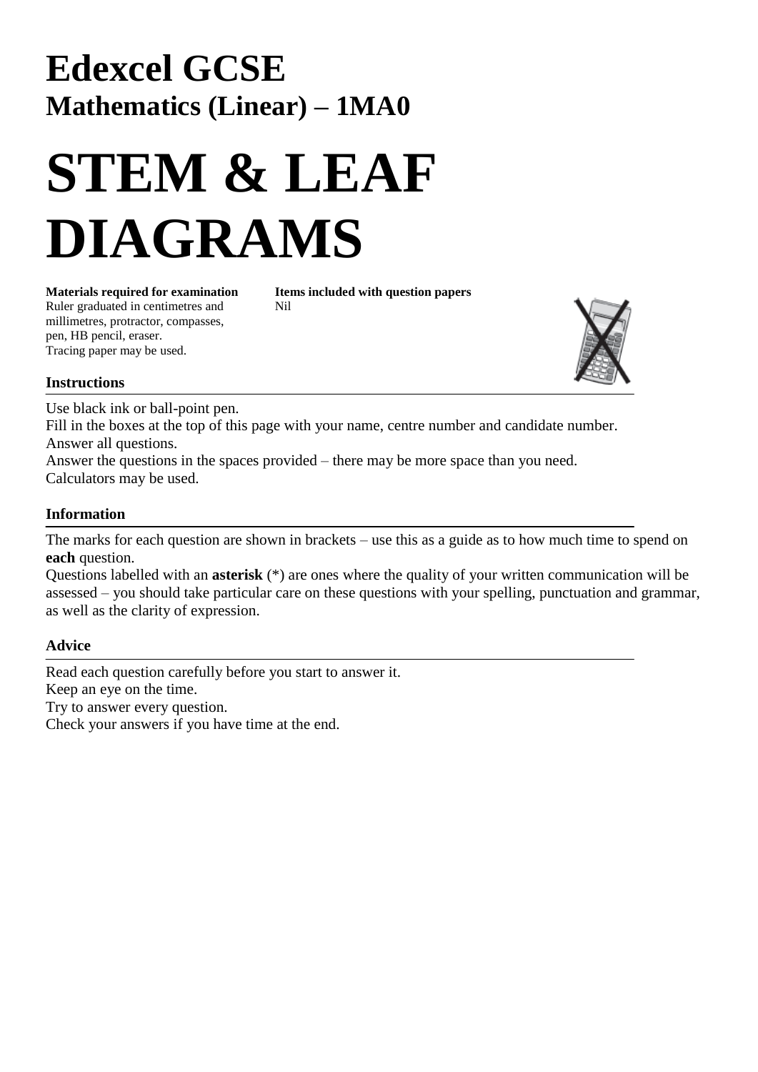# Edexcel GCSE
## Mathematics (Linear) – 1MA0

# STEM & LEAF DIAGRAMS

**Materials required for examination**
Ruler graduated in centimetres and millimetres, protractor, compasses, pen, HB pencil, eraser.
Tracing paper may be used.

**Items included with question papers**
Nil

### Instructions

Use black ink or ball-point pen.
Fill in the boxes at the top of this page with your name, centre number and candidate number.
Answer all questions.
Answer the questions in the spaces provided – there may be more space than you need.
Calculators may be used.

### Information

The marks for each question are shown in brackets – use this as a guide as to how much time to spend on **each** question.
Questions labelled with an **asterisk** (*) are ones where the quality of your written communication will be assessed – you should take particular care on these questions with your spelling, punctuation and grammar, as well as the clarity of expression.

### Advice

Read each question carefully before you start to answer it.
Keep an eye on the time.
Try to answer every question.
Check your answers if you have time at the end.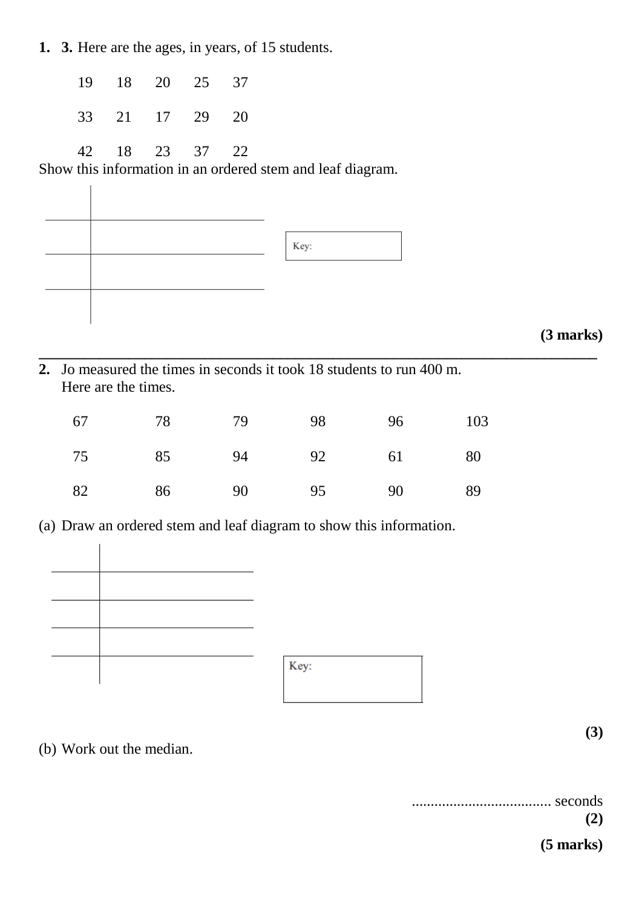**1.** **3.** Here are the ages, in years, of 15 students.

| | | | | |
|---|---|---|---|---|
| 19 | 18 | 20 | 25 | 37 |
| 33 | 21 | 17 | 29 | 20 |
| 42 | 18 | 23 | 37 | 22 |

Show this information in an ordered stem and leaf diagram.

| | |
|---|---|
| | |
| | |
| | |
| | |

Key:

**(3 marks)**

---

**2.** Jo measured the times in seconds it took 18 students to run 400 m.
Here are the times.

| | | | | | |
|---|---|---|---|---|---|
| 67 | 78 | 79 | 98 | 96 | 103 |
| 75 | 85 | 94 | 92 | 61 | 80 |
| 82 | 86 | 90 | 95 | 90 | 89 |

(a) Draw an ordered stem and leaf diagram to show this information.

| | |
|---|---|
| | |
| | |
| | |
| | |
| | |

Key:

**(3)**

(b) Work out the median.

...................................... seconds
**(2)**

**(5 marks)**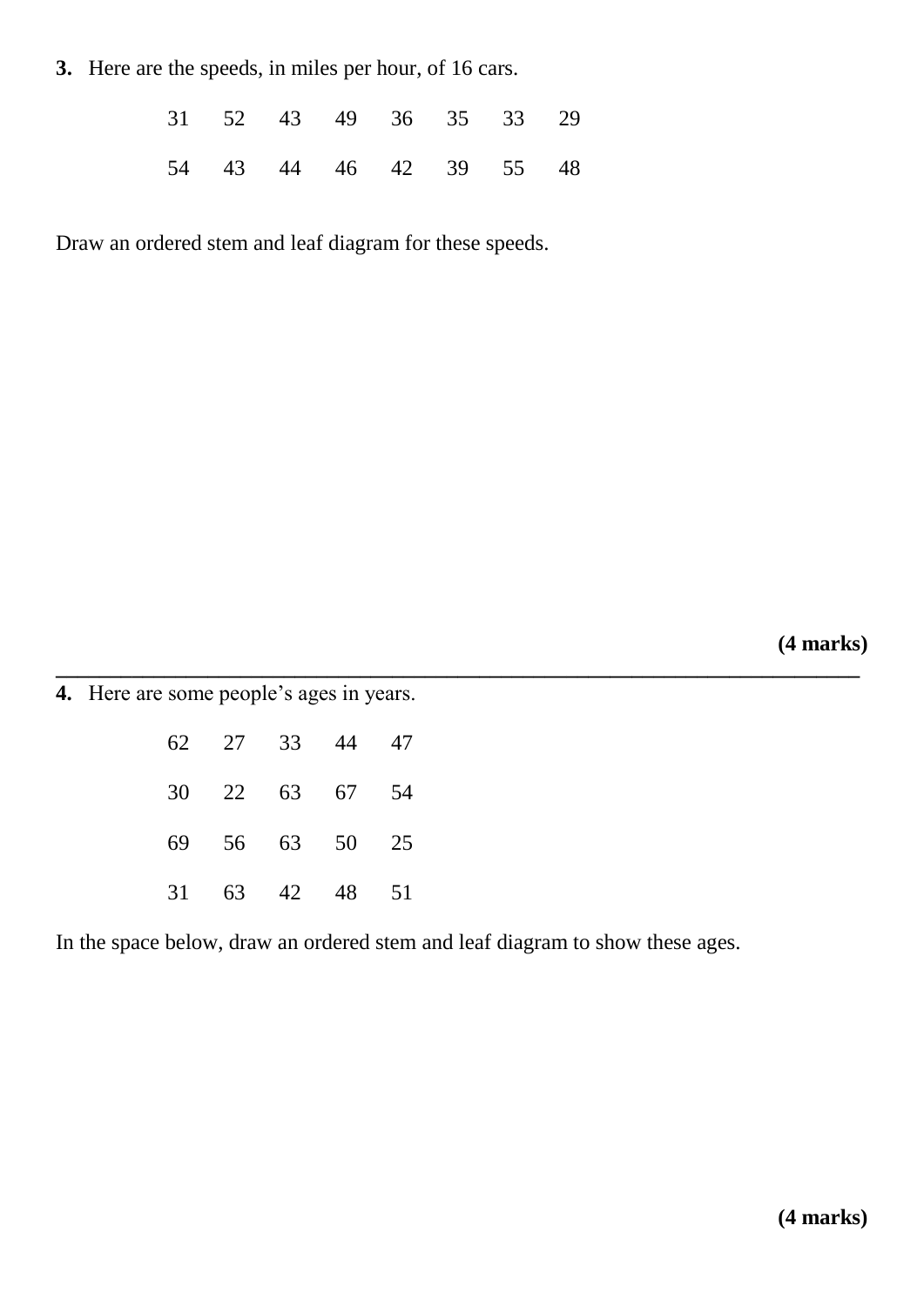**3.** Here are the speeds, in miles per hour, of 16 cars.

| | | | | | | | |
|---|---|---|---|---|---|---|---|
| 31 | 52 | 43 | 49 | 36 | 35 | 33 | 29 |
| 54 | 43 | 44 | 46 | 42 | 39 | 55 | 48 |

Draw an ordered stem and leaf diagram for these speeds.

**(4 marks)**

---

**4.** Here are some people's ages in years.

| | | | | |
|---|---|---|---|---|
| 62 | 27 | 33 | 44 | 47 |
| 30 | 22 | 63 | 67 | 54 |
| 69 | 56 | 63 | 50 | 25 |
| 31 | 63 | 42 | 48 | 51 |

In the space below, draw an ordered stem and leaf diagram to show these ages.

**(4 marks)**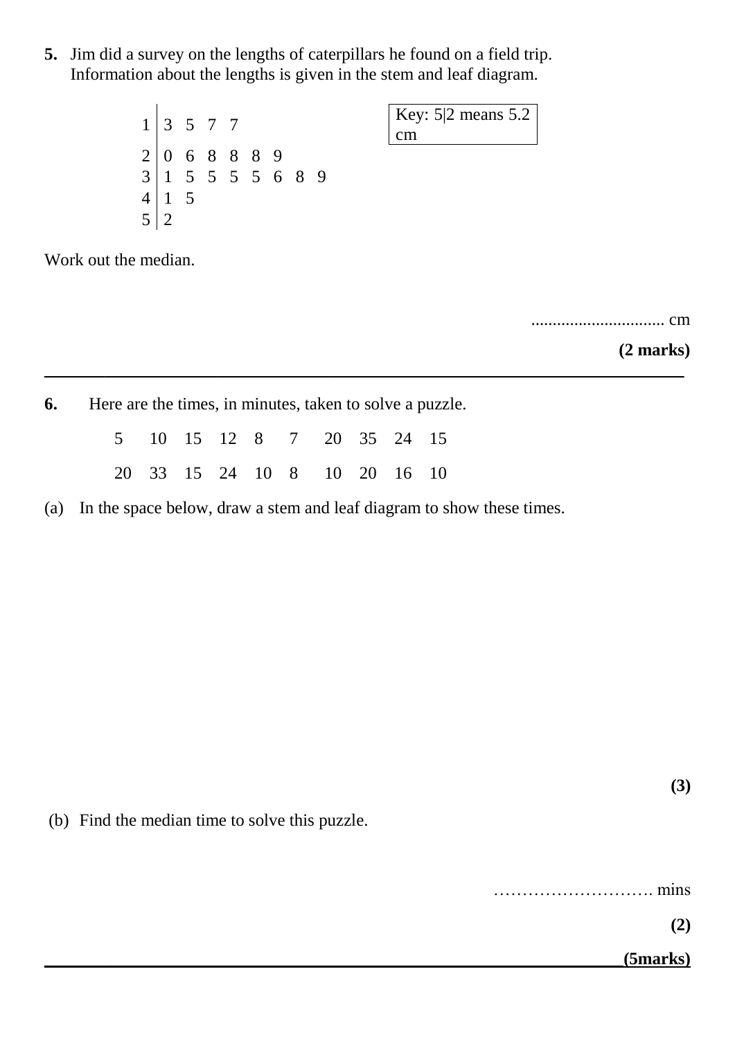**5.** Jim did a survey on the lengths of caterpillars he found on a field trip.
Information about the lengths is given in the stem and leaf diagram.

| Stem | Leaf |
|---|---|
| 1 | 3 5 7 7 |
| 2 | 0 6 8 8 8 9 |
| 3 | 1 5 5 5 5 6 8 9 |
| 4 | 1 5 |
| 5 | 2 |

Key: 5|2 means 5.2 cm

Work out the median.

............................... cm

**(2 marks)**

---

**6.** Here are the times, in minutes, taken to solve a puzzle.

| | | | | | | | | | |
|---|---|---|---|---|---|---|---|---|---|
| 5 | 10 | 15 | 12 | 8 | 7 | 20 | 35 | 24 | 15 |
| 20 | 33 | 15 | 24 | 10 | 8 | 10 | 20 | 16 | 10 |

(a) In the space below, draw a stem and leaf diagram to show these times.

**(3)**

(b) Find the median time to solve this puzzle.

………………………. mins

**(2)**

**(5marks)**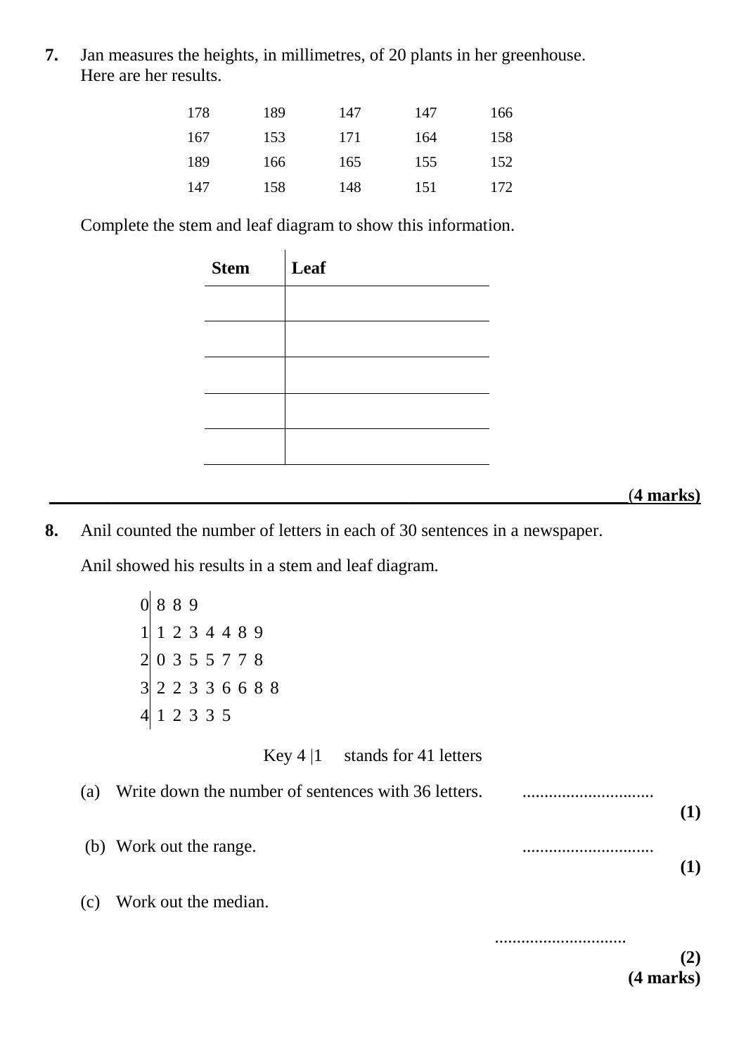**7.** Jan measures the heights, in millimetres, of 20 plants in her greenhouse.
Here are her results.

| | | | | |
|---|---|---|---|---|
| 178 | 189 | 147 | 147 | 166 |
| 167 | 153 | 171 | 164 | 158 |
| 189 | 166 | 165 | 155 | 152 |
| 147 | 158 | 148 | 151 | 172 |

Complete the stem and leaf diagram to show this information.

| **Stem** | **Leaf** |
|---|---|
| | |
| | |
| | |
| | |
| | |

**(4 marks)**

---

**8.** Anil counted the number of letters in each of 30 sentences in a newspaper.

Anil showed his results in a stem and leaf diagram.

| | |
|---|---|
| 0 | 8 8 9 |
| 1 | 1 2 3 4 4 8 9 |
| 2 | 0 3 5 5 7 7 8 |
| 3 | 2 2 3 3 6 6 8 8 |
| 4 | 1 2 3 3 5 |

Key 4 |1 stands for 41 letters

(a) Write down the number of sentences with 36 letters. ..............................
**(1)**

(b) Work out the range. ..............................
**(1)**

(c) Work out the median.

..............................
**(2)**
**(4 marks)**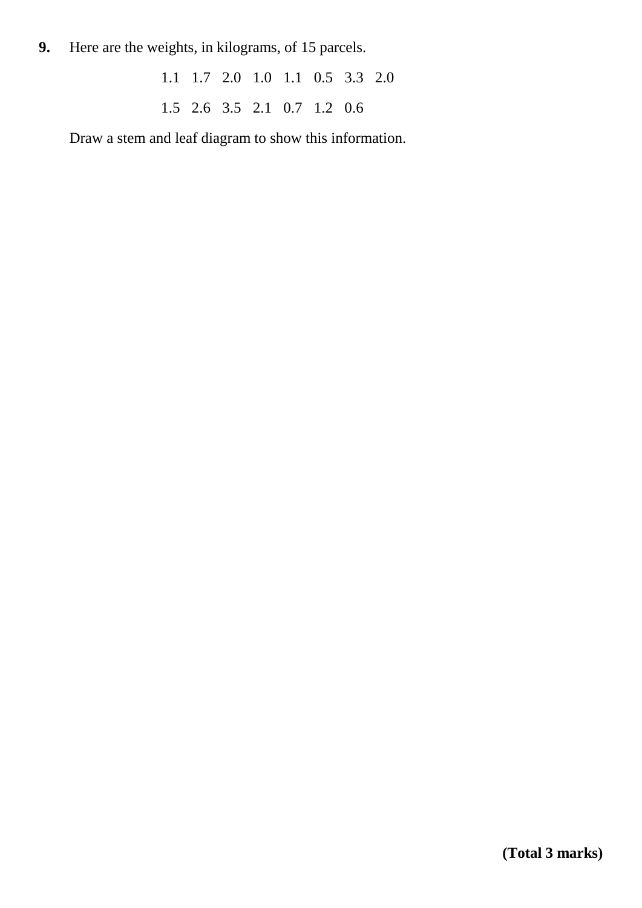**9.** Here are the weights, in kilograms, of 15 parcels.

1.1   1.7   2.0   1.0   1.1   0.5   3.3   2.0

1.5   2.6   3.5   2.1   0.7   1.2   0.6

Draw a stem and leaf diagram to show this information.

**(Total 3 marks)**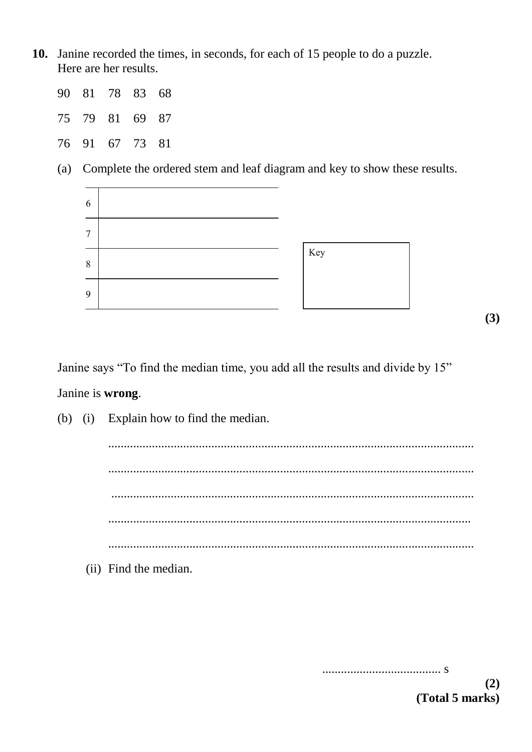**10.** Janine recorded the times, in seconds, for each of 15 people to do a puzzle.
Here are her results.

90 81 78 83 68

75 79 81 69 87

76 91 67 73 81

(a) Complete the ordered stem and leaf diagram and key to show these results.

| | |
|---|---|
| 6 | |
| 7 | |
| 8 | |
| 9 | |

Key

**(3)**

Janine says "To find the median time, you add all the results and divide by 15"

Janine is **wrong**.

(b) (i) Explain how to find the median.

.....................................................................................................................

.....................................................................................................................

.....................................................................................................................

.....................................................................................................................

.....................................................................................................................

(ii) Find the median.

...................................... s

**(2)**
**(Total 5 marks)**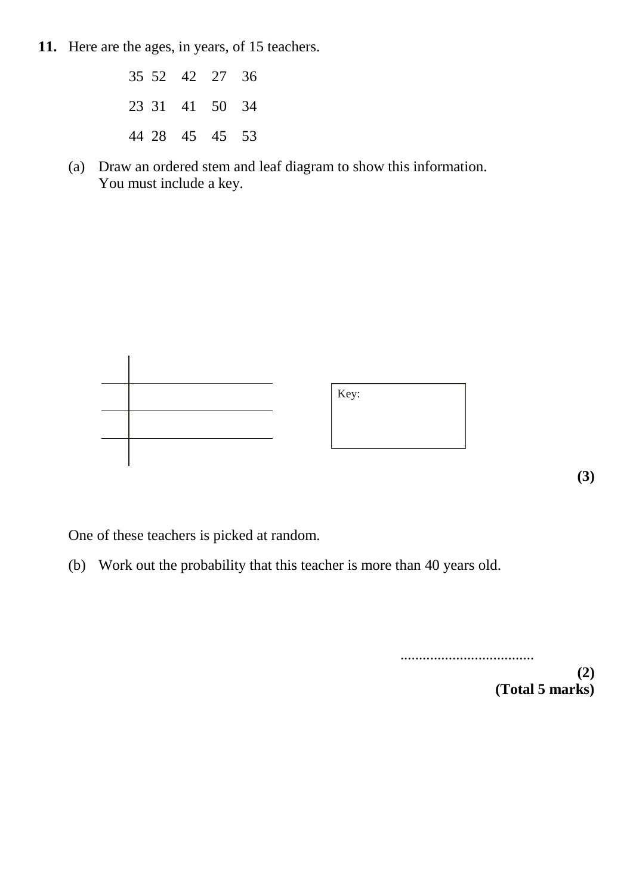**11.** Here are the ages, in years, of 15 teachers.

| | | | | |
|---|---|---|---|---|
| 35 | 52 | 42 | 27 | 36 |
| 23 | 31 | 41 | 50 | 34 |
| 44 | 28 | 45 | 45 | 53 |

(a) Draw an ordered stem and leaf diagram to show this information.
You must include a key.

| | |
|---|---|
| | |
| | |
| | |
| | |

Key:

**(3)**

One of these teachers is picked at random.

(b) Work out the probability that this teacher is more than 40 years old.

....................................

**(2)**
**(Total 5 marks)**